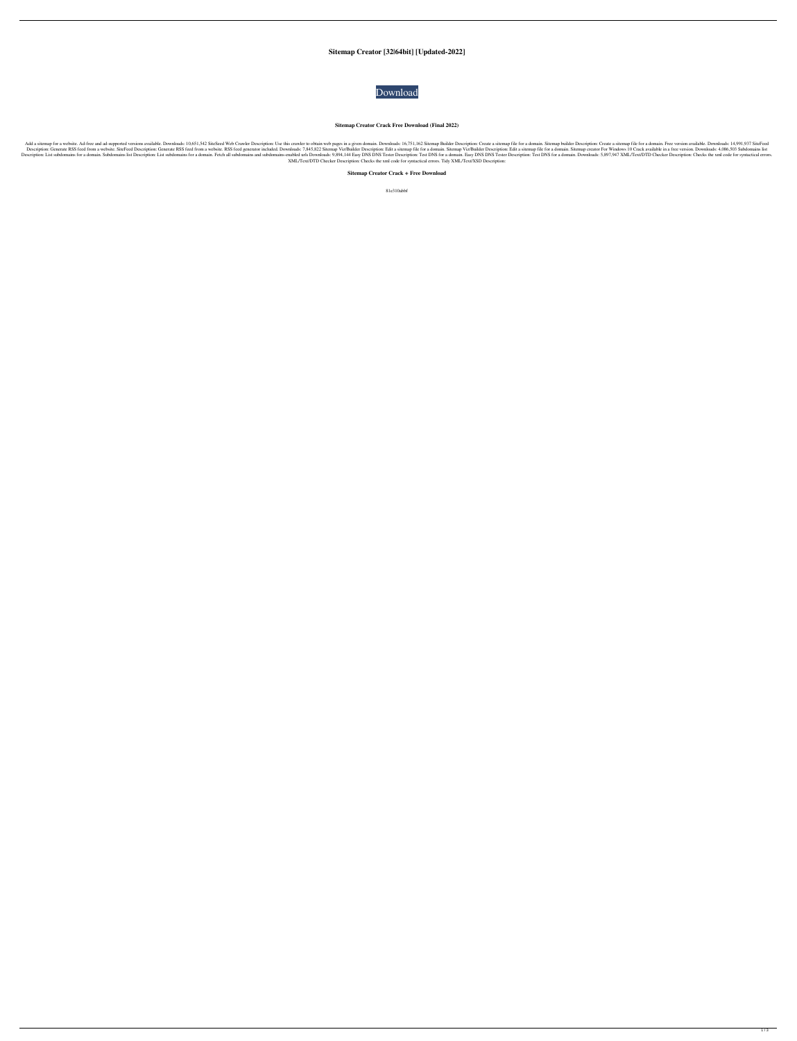# Sitemap Creator [32|64bit] [Updated-2022]

Download

**Sitemap Creator Crack Free Download (Final 2022)**

Add a sitemap for a website. Ad-free and ad-supported versions available. Downloads: 10,651,542 SiteSeed Web Crawler Description: Use this crawler to obtain web pages in a given domain. Downloads: 16,751,162 Sitemap Builder Description: Create a sitemap file for a domain. Sitemap builder Description: Create a sitemap file for a domain. Free version available. Downloads: 14,991,937 SiteFeed Description: Generate RSS feed from a website. SiteFeed Description: Generate RSS feed from a website. RSS feed generator included. Downloads: 7,845,822 Sitemap Viz/Builder Description: Edit a sitemap file for a domain. Sitemap Viz/Builder Description: Edit a sitemap file for a domain. Sitemap creator For Windows 10 Crack available in a free version. Downloads: 4,086,503 Subdomains list Description: List subdomains for a domain. Subdomains list Description: List subdomains for a domain. Fetch all subdomains and subdomains-enabled urls Downloads: 9,894,144 Easy DNS DNS Tester Description: Test DNS for a domain. Easy DNS DNS Tester Description: Test DNS for a domain. Downloads: 5,897,947 XML/Text/DTD Checker Description: Checks the xml code for syntactical errors. XML/Text/DTD Checker Description: Checks the xml code for syntactical errors. Tidy XML/Text/XSD Description:

**Sitemap Creator Crack + Free Download**

81e310abbf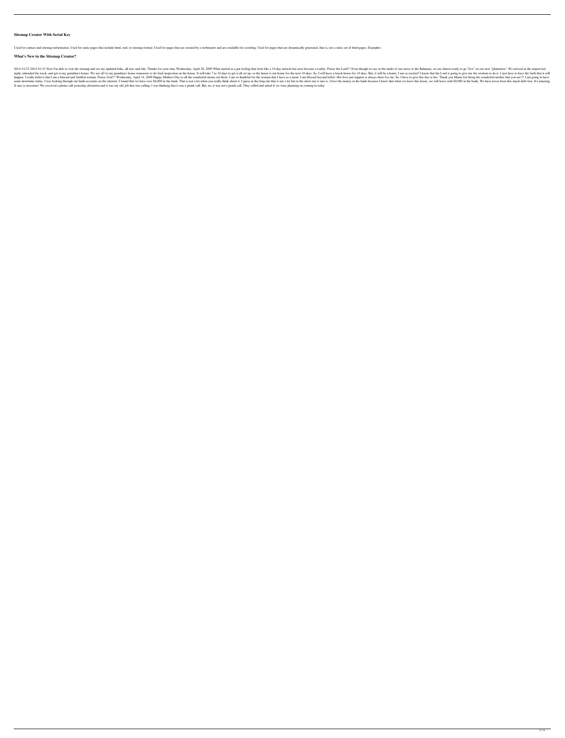**Sitemap Creator With Serial Key**

Used for contact and sitemap information. Used for static pages that include html, xml, or sitemap format. Used for pages that are created by a webmaster and are available for crawling. Used for pages that are dynamically generated, that is, not a static set of html pages. Examples:

**What's New in the Sitemap Creator?**

2014-10-23 2014-10-23 Now I'm able to visit the sitemap and see my updated links, all nice and tidy. Thanks for your time Wednesday, April 28, 2009 What started as a gut feeling that feels like a 10-day miracle has now become a reality. Praise the Lord!!! Even though we are in the midst of our move to the Bahamas, we are almost ready to go "live" on our new "plantation". We arrived at the airport last night, unloaded the truck, and got to my grandma's house. We are off to my grandma's house tomorrow to do final inspection on the house. It will take 7 to 10 days to get it all set up, so the house is our home for the next 10 days. So, I will have a beach house for 10 days. But, it will be a home. I am so excited! I know that the Lord is going to give me the wisdom to do it. I just have to have the faith that it will happen. I really believe that I am a blessed and faithful woman. Praise God!!! Wednesday, April 14, 2009 Happy Mothers Day to all the wonderful moms out there. I am so thankful for the woman that I have as a mom. I am blessed beyond belief. Her love and support is always there for me. So, I have to give this day to her. Thank you Mama for being the wonderful mother that you are!!! I am going to have some downtime today. I was looking through our bank accounts on the internet. I found that we have over $8,000 in the bank. That is not a lot when you really think about it. I guess in the long run that is not a lot but in the short run it sure is. I love the money in the bank because I know that when we leave this house, we will leave with $8,000 in the bank. We have never been this much debt free. It's amazing. It sure is awesome! We received a phone call yesterday afternoon and it was my old job that was calling. I was thinking that it was a prank call. But, no, it was not a prank call. They called and asked if we were planning on coming in today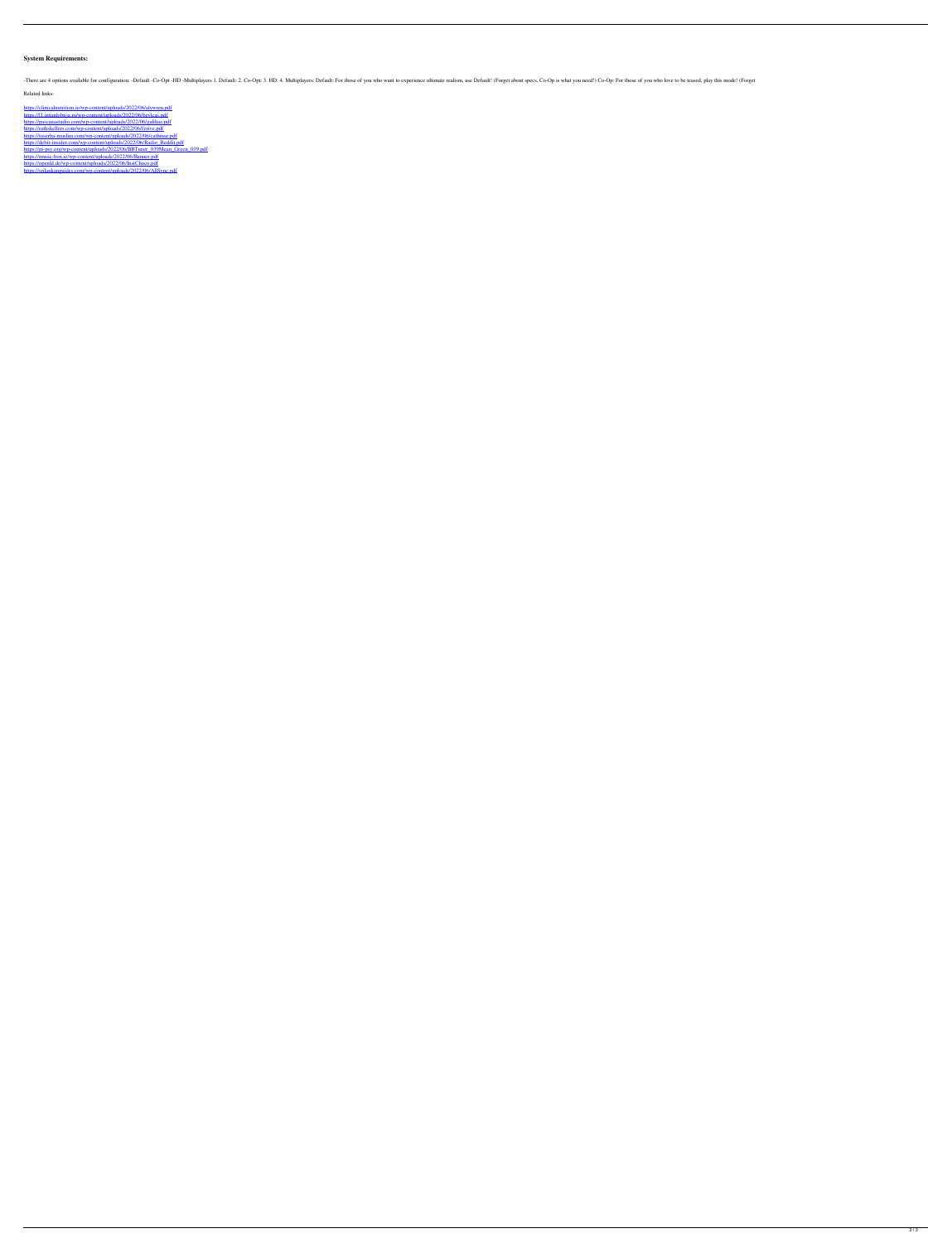**System Requirements:**

-There are 4 options available for configuration: -Default -Co-Opt -HD -Multiplayers 1. Default: 2. Co-Opt: 3. HD: 4. Multiplayers: Default: For those of you who want to experience ultimate realism, use Default! (Forget about specs, Co-Op is what you need!) Co-Op: For those of you who love to be teased, play this mode! (Forget

Related links:

https://clinicalnutrition.ie/wp-content/uploads/2022/06/alswren.pdf
https://11.intimlobnja.ru/wp-content/uploads/2022/06/berleas.pdf
https://nasscaastudio.com/wp-content/uploads/2022/06/zaldluz.pdf
https://radiaskellers.com/wp-content/uploads/2022/06/fenve.pdf
https://tosserha-muslim.com/wp-content/uploads/2022/06/caithmar.pdf
https://debit-insider.com/wp-content/uploads/2022/06/Radio_Reddit.pdf
https://pi-psy.org/wp-content/uploads/2022/06/BBTuner_039Mean_Green_039.pdf
https://music-box.ie/wp-content/uploads/2022/06/Banner.pdf
https://openld.de/wp-content/uploads/2022/06/IsitCheco.pdf
https://srilankanguides.com/wp-content/uploads/2022/06/AISync.pdf